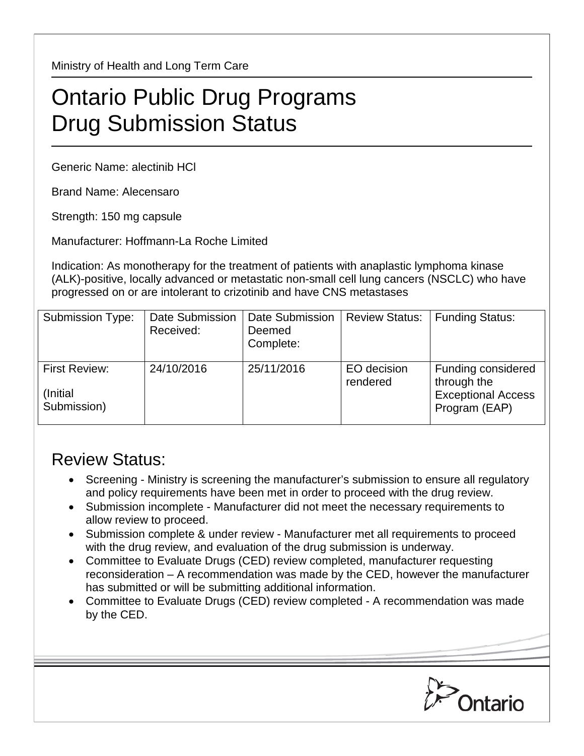Ministry of Health and Long Term Care

# Ontario Public Drug Programs Drug Submission Status

Generic Name: alectinib HCl

Brand Name: Alecensaro

Strength: 150 mg capsule

Manufacturer: Hoffmann-La Roche Limited

Indication: As monotherapy for the treatment of patients with anaplastic lymphoma kinase (ALK)-positive, locally advanced or metastatic non-small cell lung cancers (NSCLC) who have progressed on or are intolerant to crizotinib and have CNS metastases

| Submission Type: | Date Submission Received: | Date Submission Deemed Complete: | Review Status: | Funding Status: |
|---|---|---|---|---|
| First Review: (Initial Submission) | 24/10/2016 | 25/11/2016 | EO decision rendered | Funding considered through the Exceptional Access Program (EAP) |

## Review Status:

- Screening - Ministry is screening the manufacturer's submission to ensure all regulatory and policy requirements have been met in order to proceed with the drug review.
- Submission incomplete - Manufacturer did not meet the necessary requirements to allow review to proceed.
- Submission complete & under review - Manufacturer met all requirements to proceed with the drug review, and evaluation of the drug submission is underway.
- Committee to Evaluate Drugs (CED) review completed, manufacturer requesting reconsideration – A recommendation was made by the CED, however the manufacturer has submitted or will be submitting additional information.
- Committee to Evaluate Drugs (CED) review completed - A recommendation was made by the CED.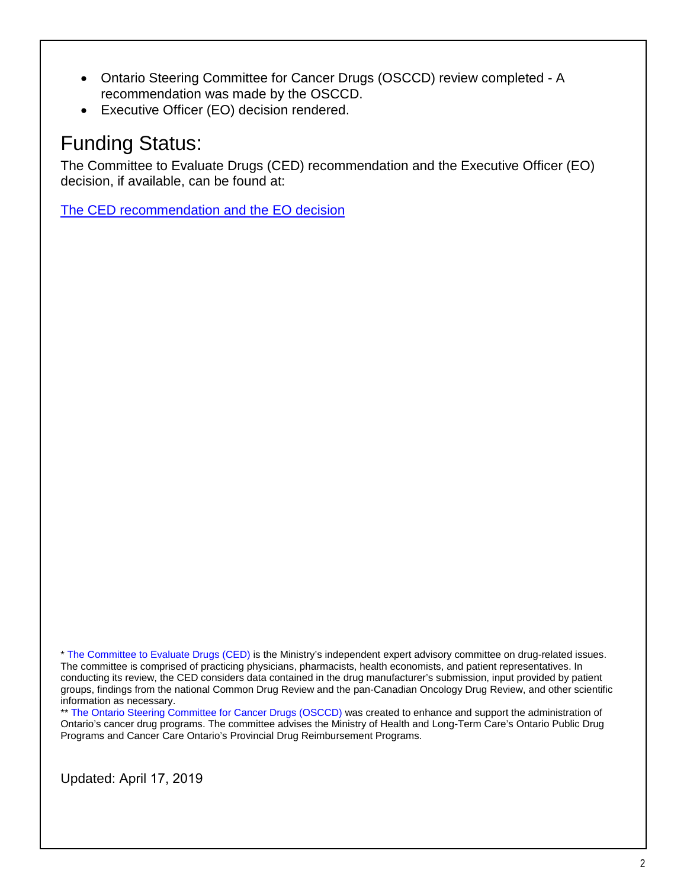- Ontario Steering Committee for Cancer Drugs (OSCCD) review completed - A recommendation was made by the OSCCD.
- Executive Officer (EO) decision rendered.

# Funding Status:

The Committee to Evaluate Drugs (CED) recommendation and the Executive Officer (EO) decision, if available, can be found at:

The CED recommendation and the EO decision

* The Committee to Evaluate Drugs (CED) is the Ministry's independent expert advisory committee on drug-related issues. The committee is comprised of practicing physicians, pharmacists, health economists, and patient representatives. In conducting its review, the CED considers data contained in the drug manufacturer's submission, input provided by patient groups, findings from the national Common Drug Review and the pan-Canadian Oncology Drug Review, and other scientific information as necessary.

** The Ontario Steering Committee for Cancer Drugs (OSCCD) was created to enhance and support the administration of Ontario's cancer drug programs. The committee advises the Ministry of Health and Long-Term Care's Ontario Public Drug Programs and Cancer Care Ontario's Provincial Drug Reimbursement Programs.

Updated: April 17, 2019